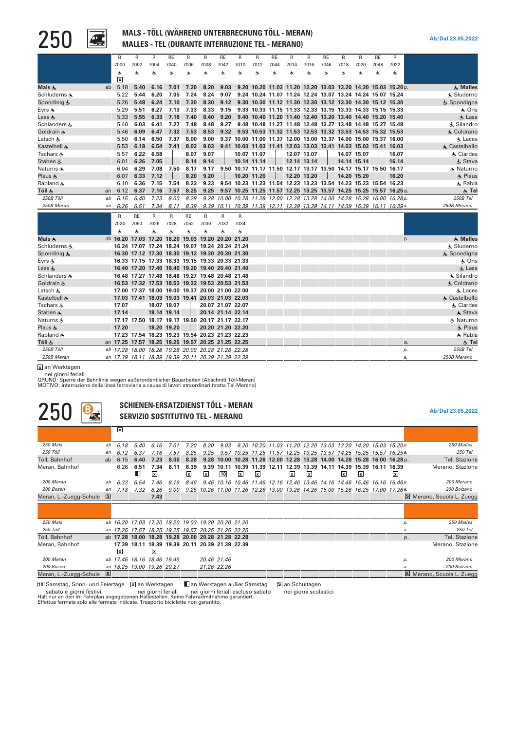# 250 MALS - TÖLL (WÄHREND UNTERBRECHUNG TÖLL - MERAN)
## MALLES - TEL (DURANTE INTERRUZIONE TEL - MERANO)

Ab/Dal 23.05.2022

| | | R | R | R | RE | R | R | RE | R | R | RE | R | R | RE | R | R | RE | R | | |
|---|---|---|---|---|---|---|---|---|---|---|---|---|---|---|---|---|---|---|---|---|
| | | 7000 | 7002 | 7004 | 7040 | 7006 | 7008 | 7042 | 7010 | 7012 | 7044 | 7014 | 7016 | 7046 | 7018 | 7020 | 7048 | 7022 | | |
| | | ♿ x | ♿ | ♿ | ♿ | ♿ | ♿ | ♿ | ♿ | ♿ | ♿ | ♿ | ♿ | ♿ | ♿ | ♿ | ♿ | ♿ | | |
| **Mals ♿** | ab | 5.18 | 5.40 | 6.16 | 7.01 | 7.20 | 8.20 | 9.03 | 9.20 | 10.20 | 11.03 | 11.20 | 12.20 | 13.03 | 13.20 | 14.20 | 15.03 | 15.20 | p. | **♿ Malles** |
| Schluderns ♿ | | 5.22 | 5.44 | 6.20 | 7.05 | 7.24 | 8.24 | 9.07 | 9.24 | 10.24 | 11.07 | 11.24 | 12.24 | 13.07 | 13.24 | 14.24 | 15.07 | 15.24 | | ♿ Sluderno |
| Spondinig ♿ | | 5.26 | 5.48 | 6.24 | 7.10 | 7.30 | 8.30 | 9.12 | 9.30 | 10.30 | 11.12 | 11.30 | 12.30 | 13.12 | 13.30 | 14.30 | 15.12 | 15.30 | | ♿ Spondigna |
| Eyrs ♿ | | 5.29 | 5.51 | 6.27 | 7.13 | 7.33 | 8.33 | 9.15 | 9.33 | 10.33 | 11.15 | 11.33 | 12.33 | 13.15 | 13.33 | 14.33 | 15.15 | 15.33 | | ♿ Oris |
| Laas ♿ | | 5.33 | 5.55 | 6.33 | 7.18 | 7.40 | 8.40 | 9.20 | 9.40 | 10.40 | 11.20 | 11.40 | 12.40 | 13.20 | 13.40 | 14.40 | 15.20 | 15.40 | | ♿ Lasa |
| Schlanders ♿ | | 5.40 | 6.03 | 6.41 | 7.27 | 7.48 | 8.48 | 9.27 | 9.48 | 10.48 | 11.27 | 11.48 | 12.48 | 13.27 | 13.48 | 14.48 | 15.27 | 15.48 | | ♿ Silandro |
| Goldrain ♿ | | 5.46 | 6.09 | 6.47 | 7.32 | 7.53 | 8.53 | 9.32 | 9.53 | 10.53 | 11.32 | 11.53 | 12.53 | 13.32 | 13.53 | 14.53 | 15.32 | 15.53 | | ♿ Coldrano |
| Latsch ♿ | | 5.50 | 6.14 | 6.50 | 7.37 | 8.00 | 9.00 | 9.37 | 10.00 | 11.00 | 11.37 | 12.00 | 13.00 | 13.37 | 14.00 | 15.00 | 15.37 | 16.00 | | ♿ Laces |
| Kastelbell ♿ | | 5.53 | 6.18 | 6.54 | 7.41 | 8.03 | 9.03 | 9.41 | 10.03 | 11.03 | 11.41 | 12.03 | 13.03 | 13.41 | 14.03 | 15.03 | 15.41 | 16.03 | | ♿ Castelbello |
| Tschars ♿ | | 5.57 | 6.22 | 6.58 | \| | 8.07 | 9.07 | \| | 10.07 | 11.07 | \| | 12.07 | 13.07 | \| | 14.07 | 15.07 | \| | 16.07 | | ♿ Ciardes |
| Staben ♿ | | 6.01 | 6.26 | 7.05 | \| | 8.14 | 9.14 | \| | 10.14 | 11.14 | \| | 12.14 | 13.14 | \| | 14.14 | 15.14 | \| | 16.14 | | ♿ Stava |
| Naturns ♿ | | 6.04 | 6.29 | 7.08 | 7.50 | 8.17 | 9.17 | 9.50 | 10.17 | 11.17 | 11.50 | 12.17 | 13.17 | 13.50 | 14.17 | 15.17 | 15.50 | 16.17 | | ♿ Naturno |
| Plaus ♿ | | 6.07 | 6.33 | 7.12 | \| | 8.20 | 9.20 | \| | 10.20 | 11.20 | \| | 12.20 | 13.20 | \| | 14.20 | 15.20 | \| | 16.20 | | ♿ Plaus |
| Rabland ♿ | | 6.10 | 6.36 | 7.15 | 7.54 | 8.23 | 9.23 | 9.54 | 10.23 | 11.23 | 11.54 | 12.23 | 13.23 | 13.54 | 14.23 | 15.23 | 15.54 | 16.23 | | ♿ Rablà |
| **Töll ♿** | an | 6.12 | 6.37 | 7.16 | 7.57 | 8.25 | 9.25 | 9.57 | 10.25 | 11.25 | 11.57 | 12.25 | 13.25 | 13.57 | 14.25 | 15.25 | 15.57 | 16.25 | a. | **♿ Tel** |
| *250B Töll* | ab | *6.15* | *6.40* | *7.23* | *8.00* | *8.28* | *9.28* | *10.00* | *10.28* | *11.28* | *12.00* | *12.28* | *13.28* | *14.00* | *14.28* | *15.28* | *16.00* | *16.28* | p. | *250B Tel* |
| *250B Meran* | an | *6.26* | *6.51* | *7.34* | *8.11* | *8.39* | *9.39* | *10.11* | *10.39* | *11.39* | *12.11* | *12.39* | *13.39* | *14.11* | *14.39* | *15.39* | *16.11* | *16.39* | a. | *250B Merano* |

| | | R | RE | R | R | RE | R | R | R | | |
|---|---|---|---|---|---|---|---|---|---|---|---|
| | | 7024 | 7050 | 7026 | 7028 | 7052 | 7030 | 7032 | 7034 | | |
| | | ♿ | ♿ | ♿ | ♿ | ♿ | ♿ | ♿ | ♿ | | |
| **Mals ♿** | ab | 16.20 | 17.03 | 17.20 | 18.20 | 19.03 | 19.20 | 20.20 | 21.20 | p. | **♿ Malles** |
| Schluderns ♿ | | 16.24 | 17.07 | 17.24 | 18.24 | 19.07 | 19.24 | 20.24 | 21.24 | | ♿ Sluderno |
| Spondinig ♿ | | 16.30 | 17.12 | 17.30 | 18.30 | 19.12 | 19.30 | 20.30 | 21.30 | | ♿ Spondigna |
| Eyrs ♿ | | 16.33 | 17.15 | 17.33 | 18.33 | 19.15 | 19.33 | 20.33 | 21.33 | | ♿ Oris |
| Laas ♿ | | 16.40 | 17.20 | 17.40 | 18.40 | 19.20 | 19.40 | 20.40 | 21.40 | | ♿ Lasa |
| Schlanders ♿ | | 16.48 | 17.27 | 17.48 | 18.48 | 19.27 | 19.48 | 20.48 | 21.48 | | ♿ Silandro |
| Goldrain ♿ | | 16.53 | 17.32 | 17.53 | 18.53 | 19.32 | 19.53 | 20.53 | 21.53 | | ♿ Coldrano |
| Latsch ♿ | | 17.00 | 17.37 | 18.00 | 19.00 | 19.37 | 20.00 | 21.00 | 22.00 | | ♿ Laces |
| Kastelbell ♿ | | 17.03 | 17.41 | 18.03 | 19.03 | 19.41 | 20.03 | 21.03 | 22.03 | | ♿ Castelbello |
| Tschars ♿ | | 17.07 | \| | 18.07 | 19.07 | \| | 20.07 | 21.07 | 22.07 | | ♿ Ciardes |
| Staben ♿ | | 17.14 | \| | 18.14 | 19.14 | \| | 20.14 | 21.14 | 22.14 | | ♿ Stava |
| Naturns ♿ | | 17.17 | 17.50 | 18.17 | 19.17 | 19.50 | 20.17 | 21.17 | 22.17 | | ♿ Naturno |
| Plaus ♿ | | 17.20 | \| | 18.20 | 19.20 | \| | 20.20 | 21.20 | 22.20 | | ♿ Plaus |
| Rabland ♿ | | 17.23 | 17.54 | 18.23 | 19.23 | 19.54 | 20.23 | 21.23 | 22.23 | | ♿ Rablà |
| **Töll ♿** | an | 17.25 | 17.57 | 18.25 | 19.25 | 19.57 | 20.25 | 21.25 | 22.25 | a. | **♿ Tel** |
| *250B Töll* | ab | *17.28* | *18.00* | *18.28* | *19.28* | *20.00* | *20.28* | *21.28* | *22.28* | p. | *250B Tel* |
| *250B Meran* | an | *17.39* | *18.11* | *18.39* | *19.39* | *20.11* | *20.39* | *21.39* | *22.39* | a. | *250B Merano* |

x an Werktagen
nei giorni feriali
GRUND: Sperre der Bahnlinie wegen außerordentlicher Bauarbeiten (Abschnitt Töll-Meran)
MOTIVO: interruzione della linea ferroviaria a causa di lavori straordinari (tratta Tel-Merano)

# 250 SCHIENEN-ERSATZDIENST TÖLL - MERAN
## SERVIZIO SOSTITUTIVO TEL - MERANO

Ab/Dal 23.05.2022

| | | x | | | | | | | | | | | | | | | | | | |
|---|---|---|---|---|---|---|---|---|---|---|---|---|---|---|---|---|---|---|---|---|
| *250 Mals* | ab | *5.18* | *5.40* | *6.16* | *7.01* | *7.20* | *8.20* | *9.03* | *9.20* | *10.20* | *11.03* | *11.20* | *12.20* | *13.03* | *13.20* | *14.20* | *15.03* | *15.20* | p. | *250 Malles* |
| *250 Töll* | an | *6.12* | *6.37* | *7.16* | *7.57* | *8.25* | *9.25* | *9.57* | *10.25* | *11.25* | *11.57* | *12.25* | *13.25* | *13.57* | *14.25* | *15.25* | *15.57* | *16.25* | a. | *250 Tel* |
| **Töll, Bahnhof** | ab | **6.15** | **6.40** | **7.23** | **8.00** | **8.28** | **9.28** | **10.00** | **10.28** | **11.28** | **12.00** | **12.28** | **13.28** | **14.00** | **14.28** | **15.28** | **16.00** | **16.28** | p. | Tel, Stazione |
| Meran, Bahnhof | | 6.26 | 6.51 | 7.34 | 8.11 | 8.39 | 9.39 | 10.11 | 10.39 | 11.39 | 12.11 | 12.39 | 13.39 | 14.11 | 14.39 | 15.39 | 16.11 | 16.39 | | Merano, Stazione |
| | | | ■ | x | | x | x | 10 | x | x | | x | x | | x | x | | x | | |
| *200 Meran* | ab | *6.33* | *6.54* | *7.46* | *8.16* | *8.46* | *9.46* | *10.16* | *10.46* | *11.46* | *12.16* | *12.46* | *13.46* | *14.16* | *14.46* | *15.46* | *16.16* | *16.46* | p. | *200 Merano* |
| *200 Bozen* | an | *7.18* | *7.32* | *8.26* | *9.00* | *9.25* | *10.26* | *11.00* | *11.26* | *12.26* | *13.00* | *13.26* | *14.26* | *15.00* | *15.26* | *16.25* | *17.00* | *17.26* | a. | *200 Bolzano* |
| Meran, L.-Zuegg-Schule S | | | | 7.43 | | | | | | | | | | | | | | | | S Merano, Scuola L. Zuegg |

| | | | | | | | | | | | |
|---|---|---|---|---|---|---|---|---|---|---|---|
| *250 Mals* | ab | *16.20* | *17.03* | *17.20* | *18.20* | *19.03* | *19.20* | *20.20* | *21.20* | p. | *250 Malles* |
| *250 Töll* | an | *17.25* | *17.57* | *18.25* | *19.25* | *19.57* | *20.25* | *21.25* | *22.25* | a. | *250 Tel* |
| **Töll, Bahnhof** | ab | **17.28** | **18.00** | **18.28** | **19.28** | **20.00** | **20.28** | **21.28** | **22.28** | p. | Tel, Stazione |
| Meran, Bahnhof | | 17.39 | 18.11 | 18.39 | 19.39 | 20.11 | 20.39 | 21.39 | 22.39 | | Merano, Stazione |
| | | x | | x | | | | | | | |
| *200 Meran* | ab | *17.46* | *18.16* | *18.46* | *19.46* | | *20.46* | *21.46* | | p. | *200 Merano* |
| *200 Bozen* | an | *18.25* | *19.00* | *19.26* | *20.27* | | *21.26* | *22.26* | | a. | *200 Bolzano* |
| Meran, L.-Zuegg-Schule S | | | | | | | | | | | S Merano, Scuola L. Zuegg |

10 Samstag, Sonn- und Feiertage — sabato e giorni festivi
x an Werktagen — nei giorni feriali
■ an Werktagen außer Samstag — nei giorni feriali escluso sabato
S an Schultagen — nei giorni scolastici

Hält nur an den im Fahrplan angegebenen Haltestellen. Keine Fahrradmitnahme garantiert.
Effettua fermata solo alle fermate indicate. Trasporto biciclette non garantito.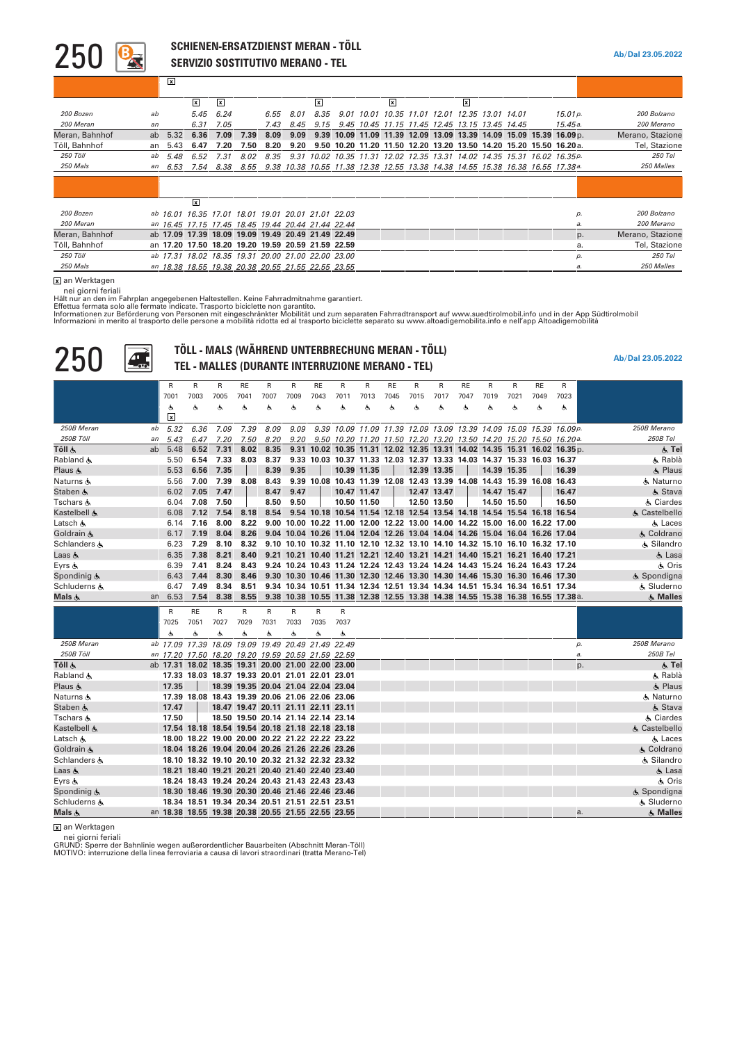# 250 SCHIENEN-ERSATZDIENST MERAN - TÖLL
## SERVIZIO SOSTITUTIVO MERANO - TEL

Ab/Dal 23.05.2022

| | | | | | | | | | | | | | | | | | | | |
|---|---|---|---|---|---|---|---|---|---|---|---|---|---|---|---|---|---|---|---|
| | | x | x | x | | | | x | | | x | | | x | | | | | |
| 200 Bozen | ab | | 5.45 | 6.24 | | 6.55 | 8.01 | 8.35 | 9.01 | 10.01 | 10.35 | 11.01 | 12.01 | 12.35 | 13.01 | 14.01 | | 15.01 p. | 200 Bolzano |
| 200 Meran | an | | 6.31 | 7.05 | | 7.43 | 8.45 | 9.15 | 9.45 | 10.45 | 11.15 | 11.45 | 12.45 | 13.15 | 13.45 | 14.45 | | 15.45 a. | 200 Merano |
| Meran, Bahnhof | ab | 5.32 | 6.36 | 7.09 | 7.39 | 8.09 | 9.09 | 9.39 | 10.09 | 11.09 | 11.39 | 12.09 | 13.09 | 13.39 | 14.09 | 15.09 | 15.39 | 16.09 p. | Merano, Stazione |
| Töll, Bahnhof | an | 5.43 | 6.47 | 7.20 | 7.50 | 8.20 | 9.20 | 9.50 | 10.20 | 11.20 | 11.50 | 12.20 | 13.20 | 13.50 | 14.20 | 15.20 | 15.50 | 16.20 a. | Tel, Stazione |
| 250 Töll | ab | 5.48 | 6.52 | 7.31 | 8.02 | 8.35 | 9.31 | 10.02 | 10.35 | 11.31 | 12.02 | 12.35 | 13.31 | 14.02 | 14.35 | 15.31 | 16.02 | 16.35 p. | 250 Tel |
| 250 Mals | an | 6.53 | 7.54 | 8.38 | 8.55 | 9.38 | 10.38 | 10.55 | 11.38 | 12.38 | 12.55 | 13.38 | 14.38 | 14.55 | 15.38 | 16.38 | 16.55 | 17.38 a. | 250 Malles |

| | | | | | | | | | | | |
|---|---|---|---|---|---|---|---|---|---|---|---|
| | | | x | | | | | | | | |
| 200 Bozen | ab | 16.01 | 16.35 | 17.01 | 18.01 | 19.01 | 20.01 | 21.01 | 22.03 | p. | 200 Bolzano |
| 200 Meran | an | 16.45 | 17.15 | 17.45 | 18.45 | 19.44 | 20.44 | 21.44 | 22.44 | a. | 200 Merano |
| Meran, Bahnhof | ab | 17.09 | 17.39 | 18.09 | 19.09 | 19.49 | 20.49 | 21.49 | 22.49 | p. | Merano, Stazione |
| Töll, Bahnhof | an | 17.20 | 17.50 | 18.20 | 19.20 | 19.59 | 20.59 | 21.59 | 22.59 | a. | Tel, Stazione |
| 250 Töll | ab | 17.31 | 18.02 | 18.35 | 19.31 | 20.00 | 21.00 | 22.00 | 23.00 | p. | 250 Tel |
| 250 Mals | an | 18.38 | 18.55 | 19.38 | 20.38 | 20.55 | 21.55 | 22.55 | 23.55 | a. | 250 Malles |

x an Werktagen
nei giorni feriali

Hält nur an den im Fahrplan angegebenen Haltestellen. Keine Fahrradmitnahme garantiert.
Effettua fermata solo alle fermate indicate. Trasporto biciclette non garantito.
Informationen zur Beförderung von Personen mit eingeschränkter Mobilität und zum separaten Fahrradtransport auf www.suedtirolmobil.info und in der App Südtirolmobil
Informazioni in merito al trasporto delle persone a mobilità ridotta ed al trasporto biciclette separato su www.altoadigemobilita.info e nell'app Altoadigemobilità

# 250 TÖLL - MALS (WÄHREND UNTERBRECHUNG MERAN - TÖLL)
## TEL - MALLES (DURANTE INTERRUZIONE MERANO - TEL)

Ab/Dal 23.05.2022

| | | R | R | R | RE | R | R | RE | R | R | RE | R | R | RE | R | R | RE | R | |
|---|---|---|---|---|---|---|---|---|---|---|---|---|---|---|---|---|---|---|---|
| | | 7001 | 7003 | 7005 | 7041 | 7007 | 7009 | 7043 | 7011 | 7013 | 7045 | 7015 | 7017 | 7047 | 7019 | 7021 | 7049 | 7023 | |
| | | ♿ x | ♿ | ♿ | ♿ | ♿ | ♿ | ♿ | ♿ | ♿ | ♿ | ♿ | ♿ | ♿ | ♿ | ♿ | ♿ | ♿ | |
| 250B Meran | ab | 5.32 | 6.36 | 7.09 | 7.39 | 8.09 | 9.09 | 9.39 | 10.09 | 11.09 | 11.39 | 12.09 | 13.09 | 13.39 | 14.09 | 15.09 | 15.39 | 16.09 p. | 250B Merano |
| 250B Töll | an | 5.43 | 6.47 | 7.20 | 7.50 | 8.20 | 9.20 | 9.50 | 10.20 | 11.20 | 11.50 | 12.20 | 13.20 | 13.50 | 14.20 | 15.20 | 15.50 | 16.20 a. | 250B Tel |
| Töll ♿ | ab | 5.48 | 6.52 | 7.31 | 8.02 | 8.35 | 9.31 | 10.02 | 10.35 | 11.31 | 12.02 | 12.35 | 13.31 | 14.02 | 14.35 | 15.31 | 16.02 | 16.35 p. | ♿ Tel |
| Rabland ♿ | | 5.50 | 6.54 | 7.33 | 8.03 | 8.37 | 9.33 | 10.03 | 10.37 | 11.33 | 12.03 | 12.37 | 13.33 | 14.03 | 14.37 | 15.33 | 16.03 | 16.37 | ♿ Rablà |
| Plaus ♿ | | 5.53 | 6.56 | 7.35 | \| | 8.39 | 9.35 | \| | 10.39 | 11.35 | \| | 12.39 | 13.35 | \| | 14.39 | 15.35 | \| | 16.39 | ♿ Plaus |
| Naturns ♿ | | 5.56 | 7.00 | 7.39 | 8.08 | 8.43 | 9.39 | 10.08 | 10.43 | 11.39 | 12.08 | 12.43 | 13.39 | 14.08 | 14.43 | 15.39 | 16.08 | 16.43 | ♿ Naturno |
| Staben ♿ | | 6.02 | 7.05 | 7.47 | \| | 8.47 | 9.47 | \| | 10.47 | 11.47 | \| | 12.47 | 13.47 | \| | 14.47 | 15.47 | \| | 16.47 | ♿ Stava |
| Tschars ♿ | | 6.04 | 7.08 | 7.50 | | 8.50 | 9.50 | | 10.50 | 11.50 | | 12.50 | 13.50 | | 14.50 | 15.50 | | 16.50 | ♿ Ciardes |
| Kastelbell ♿ | | 6.08 | 7.12 | 7.54 | 8.18 | 8.54 | 9.54 | 10.18 | 10.54 | 11.54 | 12.18 | 12.54 | 13.54 | 14.18 | 14.54 | 15.54 | 16.18 | 16.54 | ♿ Castelbello |
| Latsch ♿ | | 6.14 | 7.16 | 8.00 | 8.22 | 9.00 | 10.00 | 10.22 | 11.00 | 12.00 | 12.22 | 13.00 | 14.00 | 14.22 | 15.00 | 16.00 | 16.22 | 17.00 | ♿ Laces |
| Goldrain ♿ | | 6.17 | 7.19 | 8.04 | 8.26 | 9.04 | 10.04 | 10.26 | 11.04 | 12.04 | 12.26 | 13.04 | 14.04 | 14.26 | 15.04 | 16.04 | 16.26 | 17.04 | ♿ Coldrano |
| Schlanders ♿ | | 6.23 | 7.29 | 8.10 | 8.32 | 9.10 | 10.10 | 10.32 | 11.10 | 12.10 | 12.32 | 13.10 | 14.10 | 14.32 | 15.10 | 16.10 | 16.32 | 17.10 | ♿ Silandro |
| Laas ♿ | | 6.35 | 7.38 | 8.21 | 8.40 | 9.21 | 10.21 | 10.40 | 11.21 | 12.21 | 12.40 | 13.21 | 14.21 | 14.40 | 15.21 | 16.21 | 16.40 | 17.21 | ♿ Lasa |
| Eyrs ♿ | | 6.39 | 7.41 | 8.24 | 8.43 | 9.24 | 10.24 | 10.43 | 11.24 | 12.24 | 12.43 | 13.24 | 14.24 | 14.43 | 15.24 | 16.24 | 16.43 | 17.24 | ♿ Oris |
| Spondinig ♿ | | 6.43 | 7.44 | 8.30 | 8.46 | 9.30 | 10.30 | 10.46 | 11.30 | 12.30 | 12.46 | 13.30 | 14.30 | 14.46 | 15.30 | 16.30 | 16.46 | 17.30 | ♿ Spondigna |
| Schluderns ♿ | | 6.47 | 7.49 | 8.34 | 8.51 | 9.34 | 10.34 | 10.51 | 11.34 | 12.34 | 12.51 | 13.34 | 14.34 | 14.51 | 15.34 | 16.34 | 16.51 | 17.34 | ♿ Sluderno |
| Mals ♿ | an | 6.53 | 7.54 | 8.38 | 8.55 | 9.38 | 10.38 | 10.55 | 11.38 | 12.38 | 12.55 | 13.38 | 14.38 | 14.55 | 15.38 | 16.38 | 16.55 | 17.38 a. | ♿ Malles |

| | | R | RE | R | R | R | R | R | R | | |
|---|---|---|---|---|---|---|---|---|---|---|---|
| | | 7025 | 7051 | 7027 | 7029 | 7031 | 7033 | 7035 | 7037 | | |
| | | ♿ | ♿ | ♿ | ♿ | ♿ | ♿ | ♿ | ♿ | | |
| 250B Meran | ab | 17.09 | 17.39 | 18.09 | 19.09 | 19.49 | 20.49 | 21.49 | 22.49 | p. | 250B Merano |
| 250B Töll | an | 17.20 | 17.50 | 18.20 | 19.20 | 19.59 | 20.59 | 21.59 | 22.59 | a. | 250B Tel |
| Töll ♿ | ab | 17.31 | 18.02 | 18.35 | 19.31 | 20.00 | 21.00 | 22.00 | 23.00 | p. | ♿ Tel |
| Rabland ♿ | | 17.33 | 18.03 | 18.37 | 19.33 | 20.01 | 21.01 | 22.01 | 23.01 | | ♿ Rablà |
| Plaus ♿ | | 17.35 | \| | 18.39 | 19.35 | 20.04 | 21.04 | 22.04 | 23.04 | | ♿ Plaus |
| Naturns ♿ | | 17.39 | 18.08 | 18.43 | 19.39 | 20.06 | 21.06 | 22.06 | 23.06 | | ♿ Naturno |
| Staben ♿ | | 17.47 | \| | 18.47 | 19.47 | 20.11 | 21.11 | 22.11 | 23.11 | | ♿ Stava |
| Tschars ♿ | | 17.50 | | 18.50 | 19.50 | 20.14 | 21.14 | 22.14 | 23.14 | | ♿ Ciardes |
| Kastelbell ♿ | | 17.54 | 18.18 | 18.54 | 19.54 | 20.18 | 21.18 | 22.18 | 23.18 | | ♿ Castelbello |
| Latsch ♿ | | 18.00 | 18.22 | 19.00 | 20.00 | 20.22 | 21.22 | 22.22 | 23.22 | | ♿ Laces |
| Goldrain ♿ | | 18.04 | 18.26 | 19.04 | 20.04 | 20.26 | 21.26 | 22.26 | 23.26 | | ♿ Coldrano |
| Schlanders ♿ | | 18.10 | 18.32 | 19.10 | 20.10 | 20.32 | 21.32 | 22.32 | 23.32 | | ♿ Silandro |
| Laas ♿ | | 18.21 | 18.40 | 19.21 | 20.21 | 20.40 | 21.40 | 22.40 | 23.40 | | ♿ Lasa |
| Eyrs ♿ | | 18.24 | 18.43 | 19.24 | 20.24 | 20.43 | 21.43 | 22.43 | 23.43 | | ♿ Oris |
| Spondinig ♿ | | 18.30 | 18.46 | 19.30 | 20.30 | 20.46 | 21.46 | 22.46 | 23.46 | | ♿ Spondigna |
| Schluderns ♿ | | 18.34 | 18.51 | 19.34 | 20.34 | 20.51 | 21.51 | 22.51 | 23.51 | | ♿ Sluderno |
| Mals ♿ | an | 18.38 | 18.55 | 19.38 | 20.38 | 20.55 | 21.55 | 22.55 | 23.55 | a. | ♿ Malles |

x an Werktagen
nei giorni feriali

GRUND: Sperre der Bahnlinie wegen außerordentlicher Bauarbeiten (Abschnitt Meran-Töll)
MOTIVO: interruzione della linea ferroviaria a causa di lavori straordinari (tratta Merano-Tel)